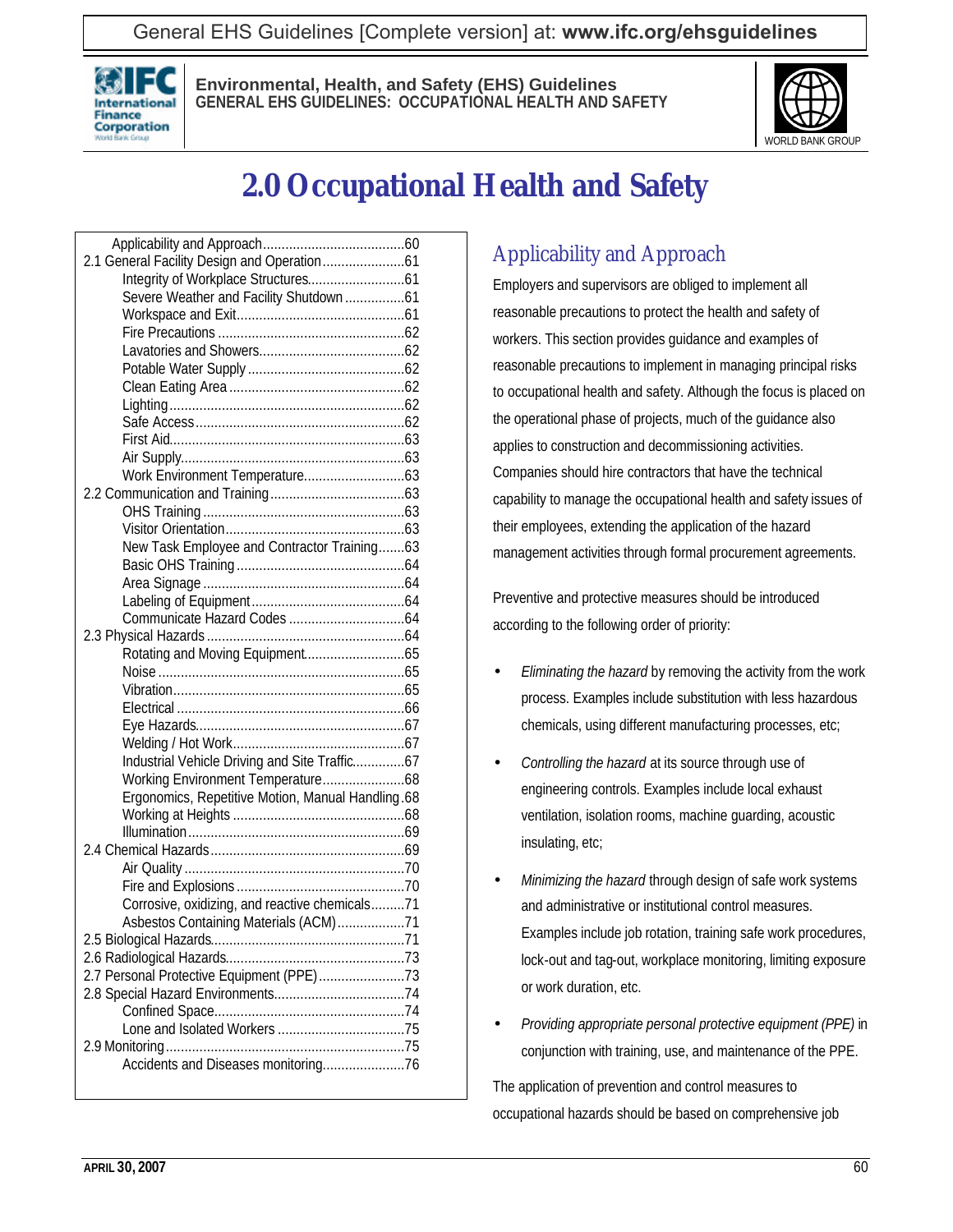# 2.0 Occupational Health and Safety

| | |
|---|---|
| Applicability and Approach | 60 |
| 2.1 General Facility Design and Operation | 61 |
| Integrity of Workplace Structures | 61 |
| Severe Weather and Facility Shutdown | 61 |
| Workspace and Exit | 61 |
| Fire Precautions | 62 |
| Lavatories and Showers | 62 |
| Potable Water Supply | 62 |
| Clean Eating Area | 62 |
| Lighting | 62 |
| Safe Access | 62 |
| First Aid | 63 |
| Air Supply | 63 |
| Work Environment Temperature | 63 |
| 2.2 Communication and Training | 63 |
| OHS Training | 63 |
| Visitor Orientation | 63 |
| New Task Employee and Contractor Training | 63 |
| Basic OHS Training | 64 |
| Area Signage | 64 |
| Labeling of Equipment | 64 |
| Communicate Hazard Codes | 64 |
| 2.3 Physical Hazards | 64 |
| Rotating and Moving Equipment | 65 |
| Noise | 65 |
| Vibration | 65 |
| Electrical | 66 |
| Eye Hazards | 67 |
| Welding / Hot Work | 67 |
| Industrial Vehicle Driving and Site Traffic | 67 |
| Working Environment Temperature | 68 |
| Ergonomics, Repetitive Motion, Manual Handling | 68 |
| Working at Heights | 68 |
| Illumination | 69 |
| 2.4 Chemical Hazards | 69 |
| Air Quality | 70 |
| Fire and Explosions | 70 |
| Corrosive, oxidizing, and reactive chemicals | 71 |
| Asbestos Containing Materials (ACM) | 71 |
| 2.5 Biological Hazards | 71 |
| 2.6 Radiological Hazards | 73 |
| 2.7 Personal Protective Equipment (PPE) | 73 |
| 2.8 Special Hazard Environments | 74 |
| Confined Space | 74 |
| Lone and Isolated Workers | 75 |
| 2.9 Monitoring | 75 |
| Accidents and Diseases monitoring | 76 |

## Applicability and Approach

Employers and supervisors are obliged to implement all reasonable precautions to protect the health and safety of workers. This section provides guidance and examples of reasonable precautions to implement in managing principal risks to occupational health and safety. Although the focus is placed on the operational phase of projects, much of the guidance also applies to construction and decommissioning activities. Companies should hire contractors that have the technical capability to manage the occupational health and safety issues of their employees, extending the application of the hazard management activities through formal procurement agreements.

Preventive and protective measures should be introduced according to the following order of priority:

- *Eliminating the hazard* by removing the activity from the work process. Examples include substitution with less hazardous chemicals, using different manufacturing processes, etc;
- *Controlling the hazard* at its source through use of engineering controls. Examples include local exhaust ventilation, isolation rooms, machine guarding, acoustic insulating, etc;
- *Minimizing the hazard* through design of safe work systems and administrative or institutional control measures. Examples include job rotation, training safe work procedures, lock-out and tag-out, workplace monitoring, limiting exposure or work duration, etc.
- *Providing appropriate personal protective equipment (PPE)* in conjunction with training, use, and maintenance of the PPE.

The application of prevention and control measures to occupational hazards should be based on comprehensive job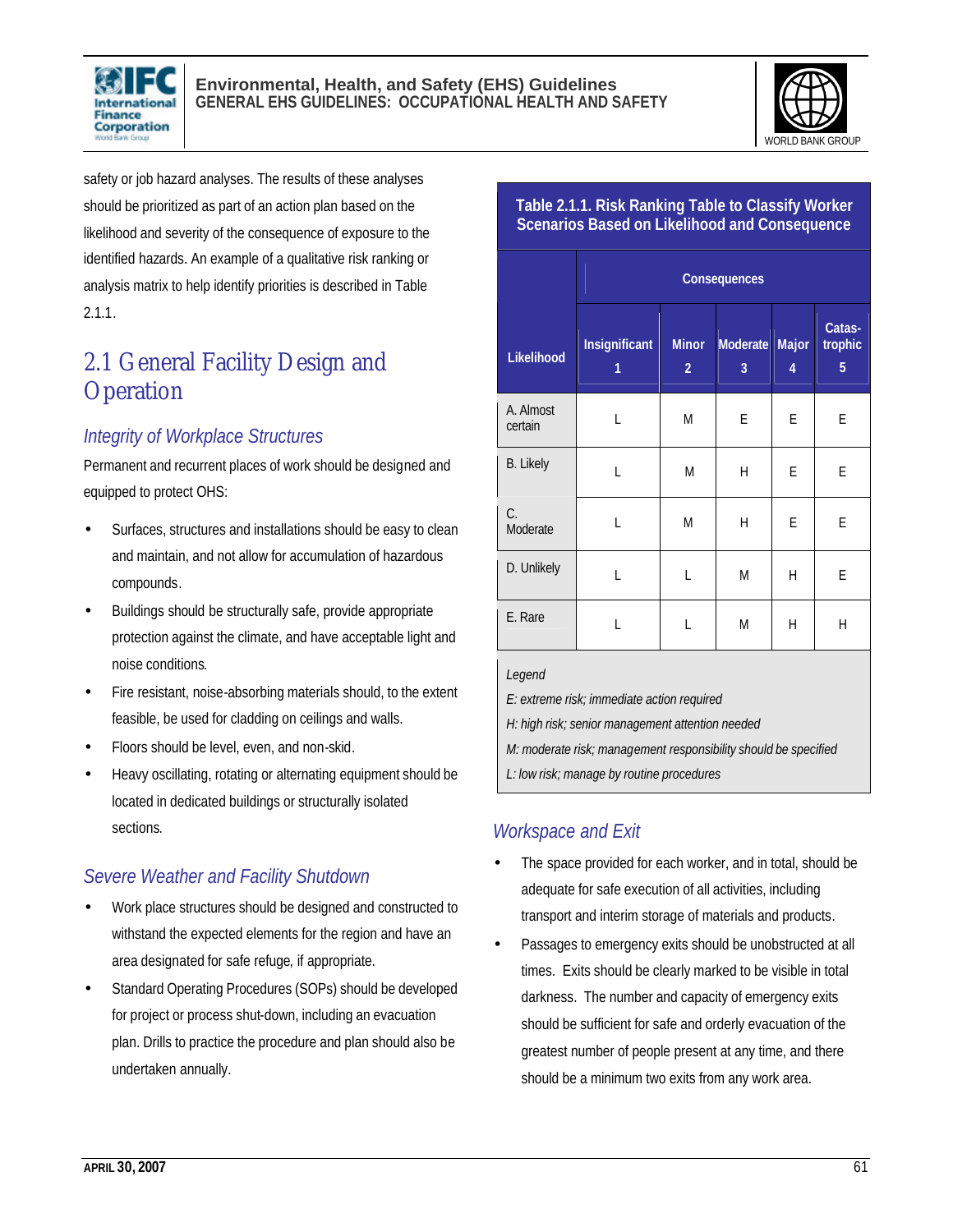safety or job hazard analyses. The results of these analyses should be prioritized as part of an action plan based on the likelihood and severity of the consequence of exposure to the identified hazards. An example of a qualitative risk ranking or analysis matrix to help identify priorities is described in Table 2.1.1.

## 2.1 General Facility Design and Operation

### *Integrity of Workplace Structures*

Permanent and recurrent places of work should be designed and equipped to protect OHS:

- Surfaces, structures and installations should be easy to clean and maintain, and not allow for accumulation of hazardous compounds.
- Buildings should be structurally safe, provide appropriate protection against the climate, and have acceptable light and noise conditions.
- Fire resistant, noise-absorbing materials should, to the extent feasible, be used for cladding on ceilings and walls.
- Floors should be level, even, and non-skid.
- Heavy oscillating, rotating or alternating equipment should be located in dedicated buildings or structurally isolated sections.

### *Severe Weather and Facility Shutdown*

- Work place structures should be designed and constructed to withstand the expected elements for the region and have an area designated for safe refuge, if appropriate.
- Standard Operating Procedures (SOPs) should be developed for project or process shut-down, including an evacuation plan. Drills to practice the procedure and plan should also be undertaken annually.

**Table 2.1.1. Risk Ranking Table to Classify Worker Scenarios Based on Likelihood and Consequence**

| Likelihood | Consequences | | | | |
|---|---|---|---|---|---|
| | Insignificant 1 | Minor 2 | Moderate 3 | Major 4 | Catas-trophic 5 |
| A. Almost certain | L | M | E | E | E |
| B. Likely | L | M | H | E | E |
| C. Moderate | L | M | H | E | E |
| D. Unlikely | L | L | M | H | E |
| E. Rare | L | L | M | H | H |

*Legend*

*E: extreme risk; immediate action required*

*H: high risk; senior management attention needed*

*M: moderate risk; management responsibility should be specified*

*L: low risk; manage by routine procedures*

### *Workspace and Exit*

- The space provided for each worker, and in total, should be adequate for safe execution of all activities, including transport and interim storage of materials and products.
- Passages to emergency exits should be unobstructed at all times. Exits should be clearly marked to be visible in total darkness. The number and capacity of emergency exits should be sufficient for safe and orderly evacuation of the greatest number of people present at any time, and there should be a minimum two exits from any work area.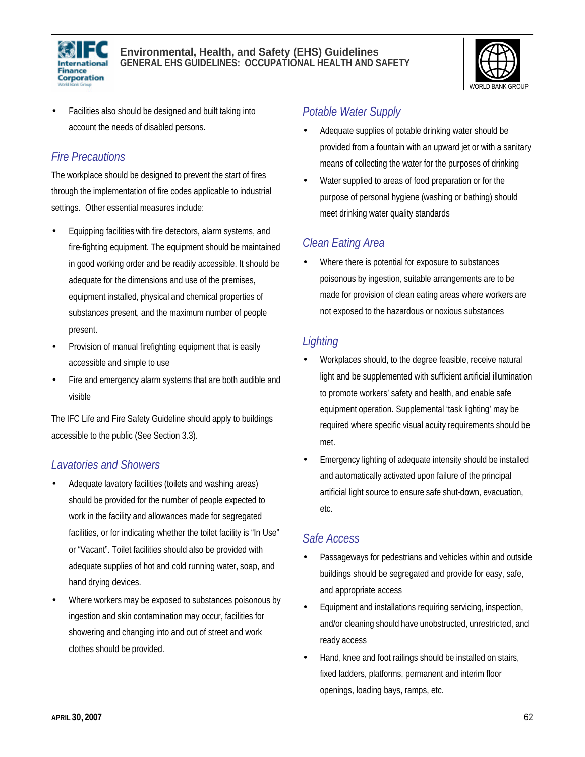- Facilities also should be designed and built taking into account the needs of disabled persons.

### Fire Precautions

The workplace should be designed to prevent the start of fires through the implementation of fire codes applicable to industrial settings. Other essential measures include:

- Equipping facilities with fire detectors, alarm systems, and fire-fighting equipment. The equipment should be maintained in good working order and be readily accessible. It should be adequate for the dimensions and use of the premises, equipment installed, physical and chemical properties of substances present, and the maximum number of people present.
- Provision of manual firefighting equipment that is easily accessible and simple to use
- Fire and emergency alarm systems that are both audible and visible

The IFC Life and Fire Safety Guideline should apply to buildings accessible to the public (See Section 3.3).

### Lavatories and Showers

- Adequate lavatory facilities (toilets and washing areas) should be provided for the number of people expected to work in the facility and allowances made for segregated facilities, or for indicating whether the toilet facility is "In Use" or "Vacant". Toilet facilities should also be provided with adequate supplies of hot and cold running water, soap, and hand drying devices.
- Where workers may be exposed to substances poisonous by ingestion and skin contamination may occur, facilities for showering and changing into and out of street and work clothes should be provided.

### Potable Water Supply

- Adequate supplies of potable drinking water should be provided from a fountain with an upward jet or with a sanitary means of collecting the water for the purposes of drinking
- Water supplied to areas of food preparation or for the purpose of personal hygiene (washing or bathing) should meet drinking water quality standards

### Clean Eating Area

- Where there is potential for exposure to substances poisonous by ingestion, suitable arrangements are to be made for provision of clean eating areas where workers are not exposed to the hazardous or noxious substances

### Lighting

- Workplaces should, to the degree feasible, receive natural light and be supplemented with sufficient artificial illumination to promote workers' safety and health, and enable safe equipment operation. Supplemental 'task lighting' may be required where specific visual acuity requirements should be met.
- Emergency lighting of adequate intensity should be installed and automatically activated upon failure of the principal artificial light source to ensure safe shut-down, evacuation, etc.

### Safe Access

- Passageways for pedestrians and vehicles within and outside buildings should be segregated and provide for easy, safe, and appropriate access
- Equipment and installations requiring servicing, inspection, and/or cleaning should have unobstructed, unrestricted, and ready access
- Hand, knee and foot railings should be installed on stairs, fixed ladders, platforms, permanent and interim floor openings, loading bays, ramps, etc.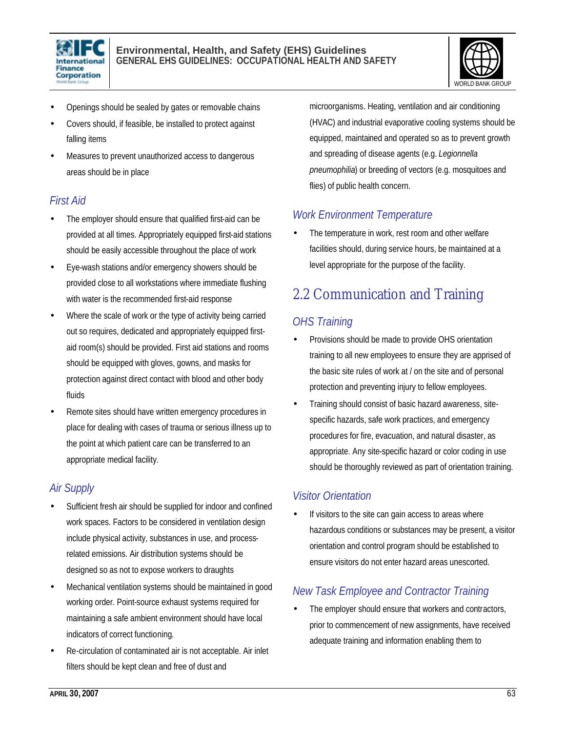- Openings should be sealed by gates or removable chains
- Covers should, if feasible, be installed to protect against falling items
- Measures to prevent unauthorized access to dangerous areas should be in place

### *First Aid*

- The employer should ensure that qualified first-aid can be provided at all times. Appropriately equipped first-aid stations should be easily accessible throughout the place of work
- Eye-wash stations and/or emergency showers should be provided close to all workstations where immediate flushing with water is the recommended first-aid response
- Where the scale of work or the type of activity being carried out so requires, dedicated and appropriately equipped first-aid room(s) should be provided. First aid stations and rooms should be equipped with gloves, gowns, and masks for protection against direct contact with blood and other body fluids
- Remote sites should have written emergency procedures in place for dealing with cases of trauma or serious illness up to the point at which patient care can be transferred to an appropriate medical facility.

### *Air Supply*

- Sufficient fresh air should be supplied for indoor and confined work spaces. Factors to be considered in ventilation design include physical activity, substances in use, and process-related emissions. Air distribution systems should be designed so as not to expose workers to draughts
- Mechanical ventilation systems should be maintained in good working order. Point-source exhaust systems required for maintaining a safe ambient environment should have local indicators of correct functioning.
- Re-circulation of contaminated air is not acceptable. Air inlet filters should be kept clean and free of dust and microorganisms. Heating, ventilation and air conditioning (HVAC) and industrial evaporative cooling systems should be equipped, maintained and operated so as to prevent growth and spreading of disease agents (e.g. *Legionnella pneumophilia*) or breeding of vectors (e.g. mosquitoes and flies) of public health concern.

### *Work Environment Temperature*

- The temperature in work, rest room and other welfare facilities should, during service hours, be maintained at a level appropriate for the purpose of the facility.

## 2.2 Communication and Training

### *OHS Training*

- Provisions should be made to provide OHS orientation training to all new employees to ensure they are apprised of the basic site rules of work at / on the site and of personal protection and preventing injury to fellow employees.
- Training should consist of basic hazard awareness, site-specific hazards, safe work practices, and emergency procedures for fire, evacuation, and natural disaster, as appropriate. Any site-specific hazard or color coding in use should be thoroughly reviewed as part of orientation training.

### *Visitor Orientation*

- If visitors to the site can gain access to areas where hazardous conditions or substances may be present, a visitor orientation and control program should be established to ensure visitors do not enter hazard areas unescorted.

### *New Task Employee and Contractor Training*

- The employer should ensure that workers and contractors, prior to commencement of new assignments, have received adequate training and information enabling them to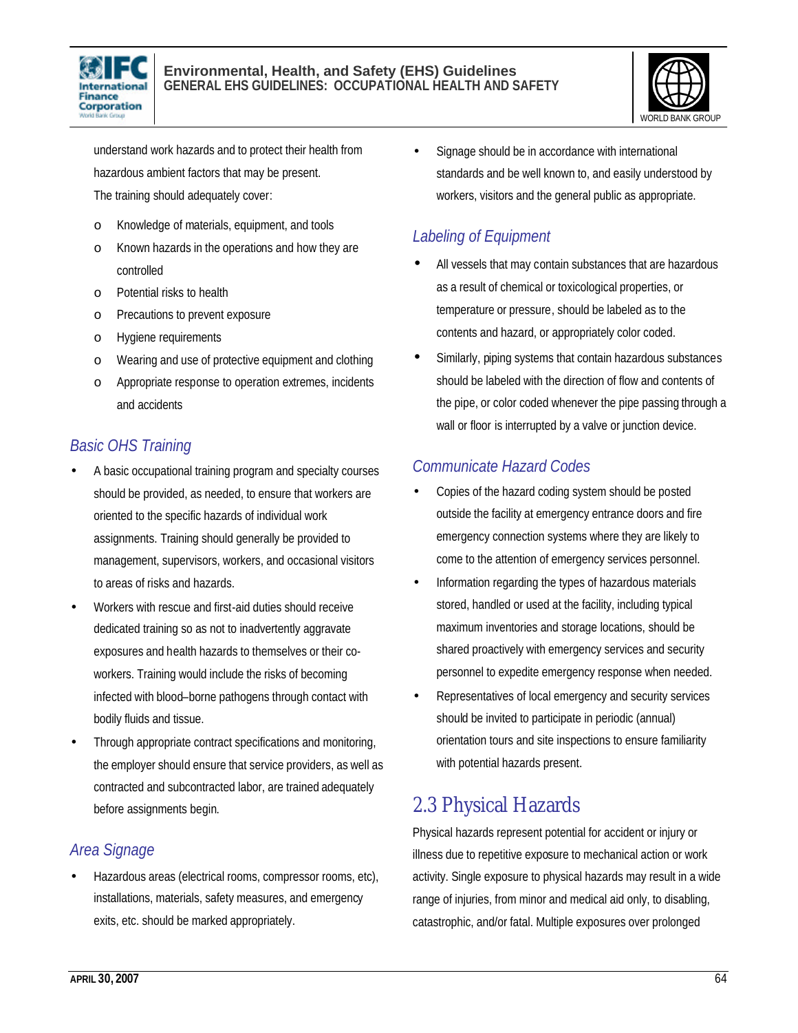understand work hazards and to protect their health from hazardous ambient factors that may be present. The training should adequately cover:

  - Knowledge of materials, equipment, and tools
  - Known hazards in the operations and how they are controlled
  - Potential risks to health
  - Precautions to prevent exposure
  - Hygiene requirements
  - Wearing and use of protective equipment and clothing
  - Appropriate response to operation extremes, incidents and accidents

### *Basic OHS Training*

- A basic occupational training program and specialty courses should be provided, as needed, to ensure that workers are oriented to the specific hazards of individual work assignments. Training should generally be provided to management, supervisors, workers, and occasional visitors to areas of risks and hazards.
- Workers with rescue and first-aid duties should receive dedicated training so as not to inadvertently aggravate exposures and health hazards to themselves or their co-workers. Training would include the risks of becoming infected with blood–borne pathogens through contact with bodily fluids and tissue.
- Through appropriate contract specifications and monitoring, the employer should ensure that service providers, as well as contracted and subcontracted labor, are trained adequately before assignments begin.

### *Area Signage*

- Hazardous areas (electrical rooms, compressor rooms, etc), installations, materials, safety measures, and emergency exits, etc. should be marked appropriately.
- Signage should be in accordance with international standards and be well known to, and easily understood by workers, visitors and the general public as appropriate.

### *Labeling of Equipment*

- All vessels that may contain substances that are hazardous as a result of chemical or toxicological properties, or temperature or pressure, should be labeled as to the contents and hazard, or appropriately color coded.
- Similarly, piping systems that contain hazardous substances should be labeled with the direction of flow and contents of the pipe, or color coded whenever the pipe passing through a wall or floor is interrupted by a valve or junction device.

### *Communicate Hazard Codes*

- Copies of the hazard coding system should be posted outside the facility at emergency entrance doors and fire emergency connection systems where they are likely to come to the attention of emergency services personnel.
- Information regarding the types of hazardous materials stored, handled or used at the facility, including typical maximum inventories and storage locations, should be shared proactively with emergency services and security personnel to expedite emergency response when needed.
- Representatives of local emergency and security services should be invited to participate in periodic (annual) orientation tours and site inspections to ensure familiarity with potential hazards present.

## 2.3 Physical Hazards

Physical hazards represent potential for accident or injury or illness due to repetitive exposure to mechanical action or work activity. Single exposure to physical hazards may result in a wide range of injuries, from minor and medical aid only, to disabling, catastrophic, and/or fatal. Multiple exposures over prolonged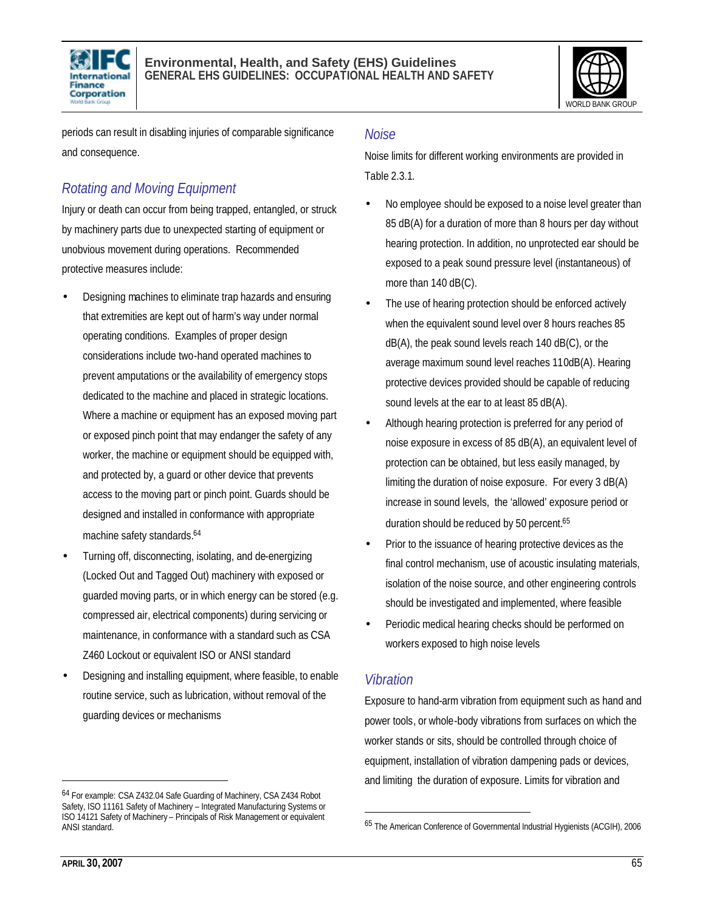periods can result in disabling injuries of comparable significance and consequence.

### *Rotating and Moving Equipment*

Injury or death can occur from being trapped, entangled, or struck by machinery parts due to unexpected starting of equipment or unobvious movement during operations. Recommended protective measures include:

- Designing machines to eliminate trap hazards and ensuring that extremities are kept out of harm's way under normal operating conditions. Examples of proper design considerations include two-hand operated machines to prevent amputations or the availability of emergency stops dedicated to the machine and placed in strategic locations. Where a machine or equipment has an exposed moving part or exposed pinch point that may endanger the safety of any worker, the machine or equipment should be equipped with, and protected by, a guard or other device that prevents access to the moving part or pinch point. Guards should be designed and installed in conformance with appropriate machine safety standards.[64]
- Turning off, disconnecting, isolating, and de-energizing (Locked Out and Tagged Out) machinery with exposed or guarded moving parts, or in which energy can be stored (e.g. compressed air, electrical components) during servicing or maintenance, in conformance with a standard such as CSA Z460 Lockout or equivalent ISO or ANSI standard
- Designing and installing equipment, where feasible, to enable routine service, such as lubrication, without removal of the guarding devices or mechanisms

[64] For example: CSA Z432.04 Safe Guarding of Machinery, CSA Z434 Robot Safety, ISO 11161 Safety of Machinery – Integrated Manufacturing Systems or ISO 14121 Safety of Machinery – Principals of Risk Management or equivalent ANSI standard.

### *Noise*

Noise limits for different working environments are provided in Table 2.3.1.

- No employee should be exposed to a noise level greater than 85 dB(A) for a duration of more than 8 hours per day without hearing protection. In addition, no unprotected ear should be exposed to a peak sound pressure level (instantaneous) of more than 140 dB(C).
- The use of hearing protection should be enforced actively when the equivalent sound level over 8 hours reaches 85 dB(A), the peak sound levels reach 140 dB(C), or the average maximum sound level reaches 110dB(A). Hearing protective devices provided should be capable of reducing sound levels at the ear to at least 85 dB(A).
- Although hearing protection is preferred for any period of noise exposure in excess of 85 dB(A), an equivalent level of protection can be obtained, but less easily managed, by limiting the duration of noise exposure. For every 3 dB(A) increase in sound levels, the 'allowed' exposure period or duration should be reduced by 50 percent.[65]
- Prior to the issuance of hearing protective devices as the final control mechanism, use of acoustic insulating materials, isolation of the noise source, and other engineering controls should be investigated and implemented, where feasible
- Periodic medical hearing checks should be performed on workers exposed to high noise levels

### *Vibration*

Exposure to hand-arm vibration from equipment such as hand and power tools, or whole-body vibrations from surfaces on which the worker stands or sits, should be controlled through choice of equipment, installation of vibration dampening pads or devices, and limiting the duration of exposure. Limits for vibration and

[65] The American Conference of Governmental Industrial Hygienists (ACGIH), 2006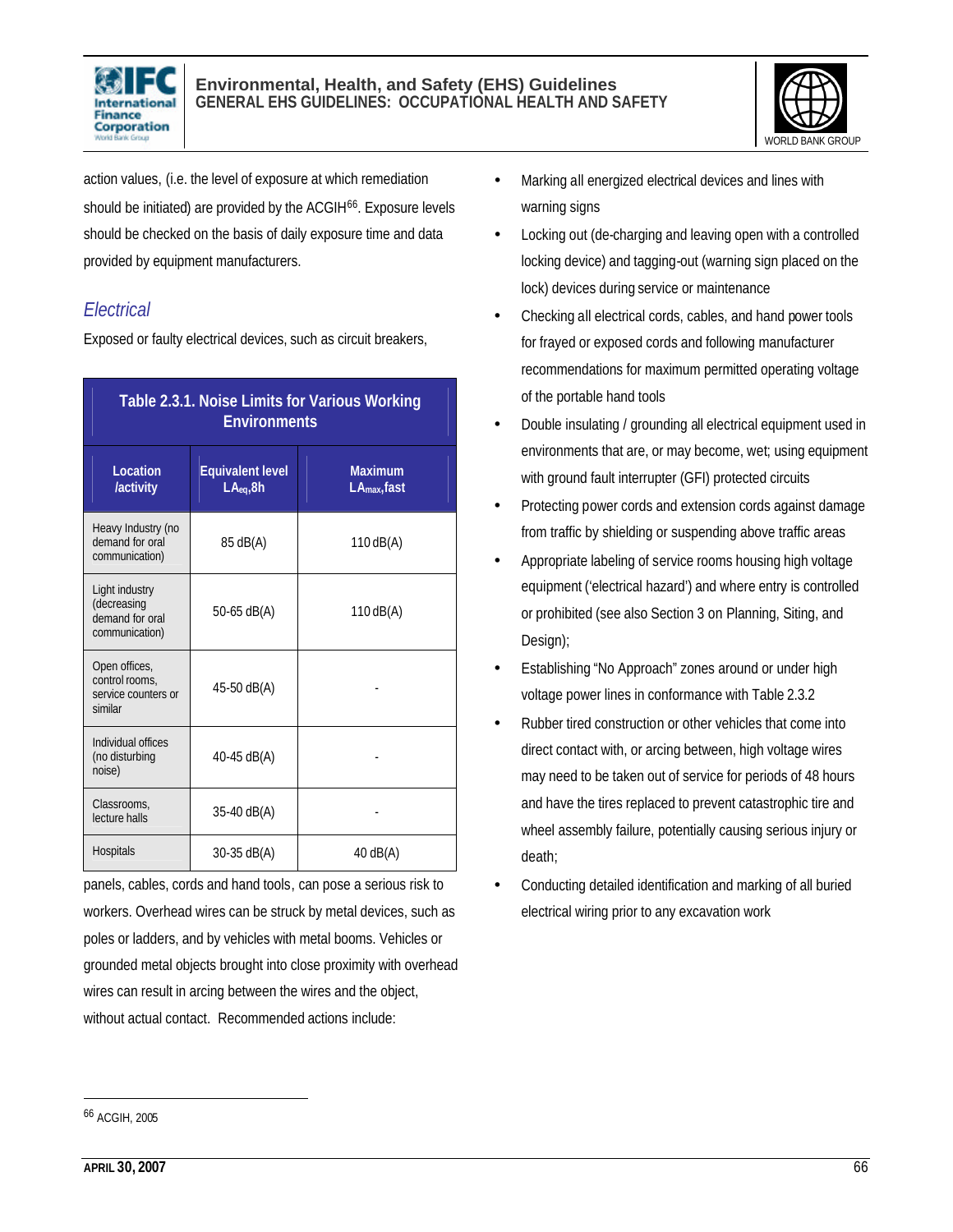action values, (i.e. the level of exposure at which remediation should be initiated) are provided by the ACGIH[66]. Exposure levels should be checked on the basis of daily exposure time and data provided by equipment manufacturers.

### *Electrical*

Exposed or faulty electrical devices, such as circuit breakers, panels, cables, cords and hand tools, can pose a serious risk to workers. Overhead wires can be struck by metal devices, such as poles or ladders, and by vehicles with metal booms. Vehicles or grounded metal objects brought into close proximity with overhead wires can result in arcing between the wires and the object, without actual contact. Recommended actions include:

**Table 2.3.1. Noise Limits for Various Working Environments**

| Location /activity | Equivalent level $LA_{eq}$,8h | Maximum $LA_{max}$,fast |
|---|---|---|
| Heavy Industry (no demand for oral communication) | 85 dB(A) | 110 dB(A) |
| Light industry (decreasing demand for oral communication) | 50-65 dB(A) | 110 dB(A) |
| Open offices, control rooms, service counters or similar | 45-50 dB(A) | - |
| Individual offices (no disturbing noise) | 40-45 dB(A) | - |
| Classrooms, lecture halls | 35-40 dB(A) | - |
| Hospitals | 30-35 dB(A) | 40 dB(A) |

- Marking all energized electrical devices and lines with warning signs
- Locking out (de-charging and leaving open with a controlled locking device) and tagging-out (warning sign placed on the lock) devices during service or maintenance
- Checking all electrical cords, cables, and hand power tools for frayed or exposed cords and following manufacturer recommendations for maximum permitted operating voltage of the portable hand tools
- Double insulating / grounding all electrical equipment used in environments that are, or may become, wet; using equipment with ground fault interrupter (GFI) protected circuits
- Protecting power cords and extension cords against damage from traffic by shielding or suspending above traffic areas
- Appropriate labeling of service rooms housing high voltage equipment ('electrical hazard') and where entry is controlled or prohibited (see also Section 3 on Planning, Siting, and Design);
- Establishing "No Approach" zones around or under high voltage power lines in conformance with Table 2.3.2
- Rubber tired construction or other vehicles that come into direct contact with, or arcing between, high voltage wires may need to be taken out of service for periods of 48 hours and have the tires replaced to prevent catastrophic tire and wheel assembly failure, potentially causing serious injury or death;
- Conducting detailed identification and marking of all buried electrical wiring prior to any excavation work

---

[66] ACGIH, 2005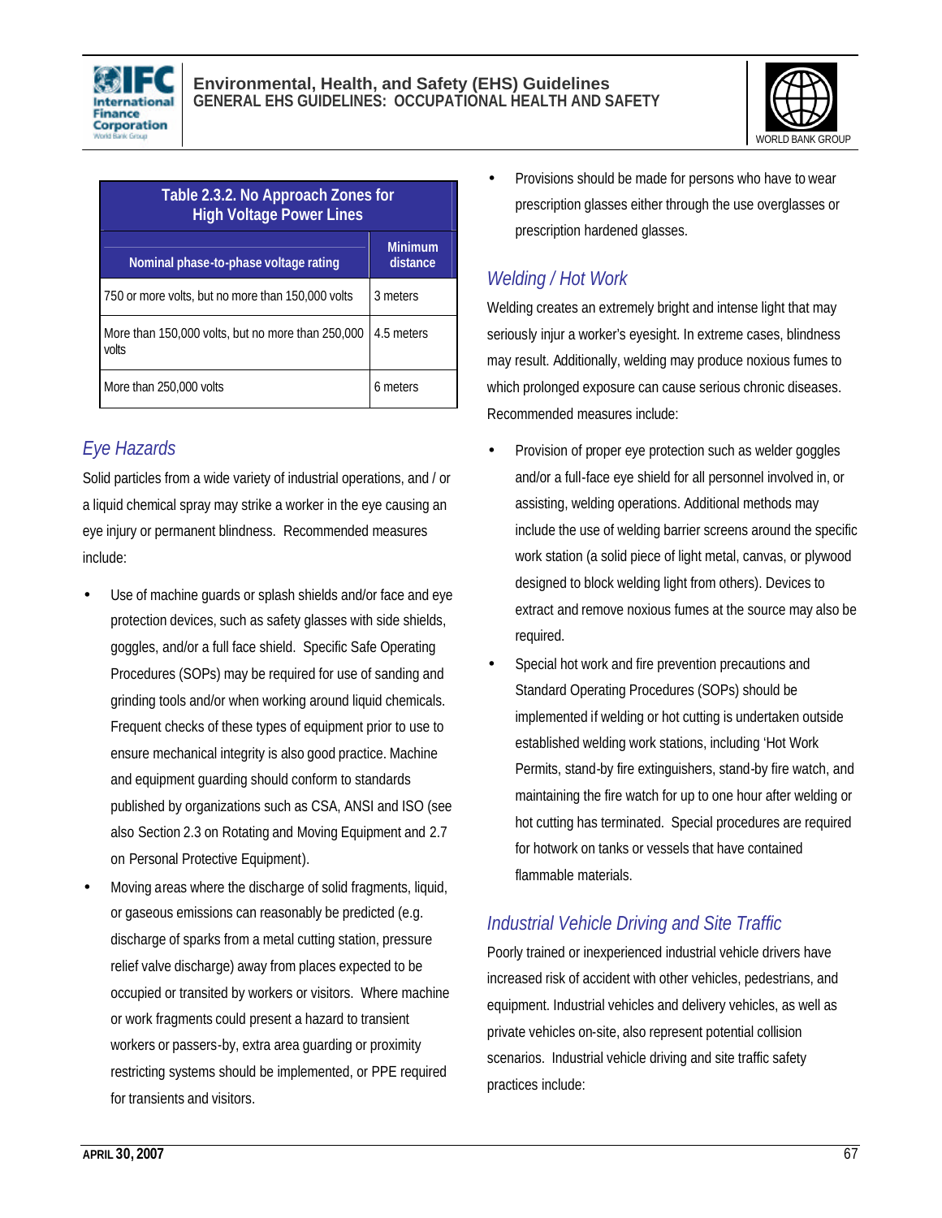**Table 2.3.2. No Approach Zones for High Voltage Power Lines**

| Nominal phase-to-phase voltage rating | Minimum distance |
| --- | --- |
| 750 or more volts, but no more than 150,000 volts | 3 meters |
| More than 150,000 volts, but no more than 250,000 volts | 4.5 meters |
| More than 250,000 volts | 6 meters |

### *Eye Hazards*

Solid particles from a wide variety of industrial operations, and / or a liquid chemical spray may strike a worker in the eye causing an eye injury or permanent blindness. Recommended measures include:

- Use of machine guards or splash shields and/or face and eye protection devices, such as safety glasses with side shields, goggles, and/or a full face shield. Specific Safe Operating Procedures (SOPs) may be required for use of sanding and grinding tools and/or when working around liquid chemicals. Frequent checks of these types of equipment prior to use to ensure mechanical integrity is also good practice. Machine and equipment guarding should conform to standards published by organizations such as CSA, ANSI and ISO (see also Section 2.3 on Rotating and Moving Equipment and 2.7 on Personal Protective Equipment).
- Moving areas where the discharge of solid fragments, liquid, or gaseous emissions can reasonably be predicted (e.g. discharge of sparks from a metal cutting station, pressure relief valve discharge) away from places expected to be occupied or transited by workers or visitors. Where machine or work fragments could present a hazard to transient workers or passers-by, extra area guarding or proximity restricting systems should be implemented, or PPE required for transients and visitors.
- Provisions should be made for persons who have to wear prescription glasses either through the use overglasses or prescription hardened glasses.

### *Welding / Hot Work*

Welding creates an extremely bright and intense light that may seriously injur a worker's eyesight. In extreme cases, blindness may result. Additionally, welding may produce noxious fumes to which prolonged exposure can cause serious chronic diseases. Recommended measures include:

- Provision of proper eye protection such as welder goggles and/or a full-face eye shield for all personnel involved in, or assisting, welding operations. Additional methods may include the use of welding barrier screens around the specific work station (a solid piece of light metal, canvas, or plywood designed to block welding light from others). Devices to extract and remove noxious fumes at the source may also be required.
- Special hot work and fire prevention precautions and Standard Operating Procedures (SOPs) should be implemented if welding or hot cutting is undertaken outside established welding work stations, including 'Hot Work Permits, stand-by fire extinguishers, stand-by fire watch, and maintaining the fire watch for up to one hour after welding or hot cutting has terminated. Special procedures are required for hotwork on tanks or vessels that have contained flammable materials.

### *Industrial Vehicle Driving and Site Traffic*

Poorly trained or inexperienced industrial vehicle drivers have increased risk of accident with other vehicles, pedestrians, and equipment. Industrial vehicles and delivery vehicles, as well as private vehicles on-site, also represent potential collision scenarios. Industrial vehicle driving and site traffic safety practices include: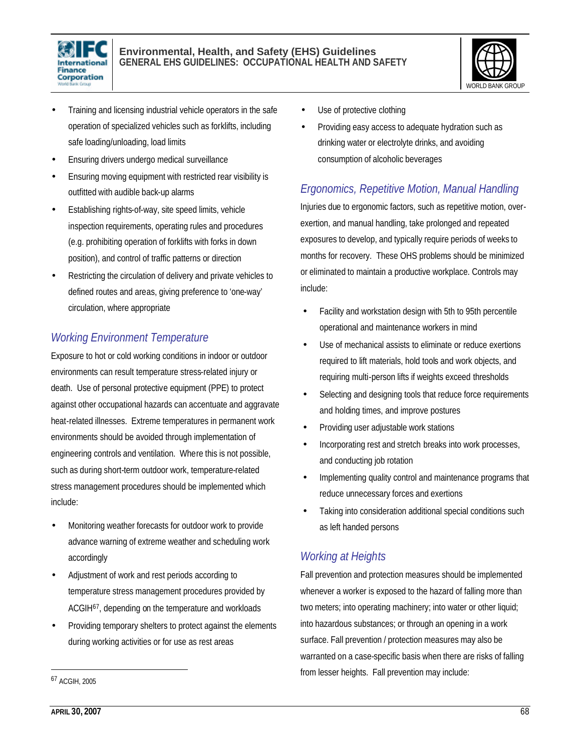- Training and licensing industrial vehicle operators in the safe operation of specialized vehicles such as forklifts, including safe loading/unloading, load limits
- Ensuring drivers undergo medical surveillance
- Ensuring moving equipment with restricted rear visibility is outfitted with audible back-up alarms
- Establishing rights-of-way, site speed limits, vehicle inspection requirements, operating rules and procedures (e.g. prohibiting operation of forklifts with forks in down position), and control of traffic patterns or direction
- Restricting the circulation of delivery and private vehicles to defined routes and areas, giving preference to 'one-way' circulation, where appropriate

### *Working Environment Temperature*

Exposure to hot or cold working conditions in indoor or outdoor environments can result temperature stress-related injury or death. Use of personal protective equipment (PPE) to protect against other occupational hazards can accentuate and aggravate heat-related illnesses. Extreme temperatures in permanent work environments should be avoided through implementation of engineering controls and ventilation. Where this is not possible, such as during short-term outdoor work, temperature-related stress management procedures should be implemented which include:

- Monitoring weather forecasts for outdoor work to provide advance warning of extreme weather and scheduling work accordingly
- Adjustment of work and rest periods according to temperature stress management procedures provided by ACGIH[67], depending on the temperature and workloads
- Providing temporary shelters to protect against the elements during working activities or for use as rest areas
- Use of protective clothing
- Providing easy access to adequate hydration such as drinking water or electrolyte drinks, and avoiding consumption of alcoholic beverages

### *Ergonomics, Repetitive Motion, Manual Handling*

Injuries due to ergonomic factors, such as repetitive motion, over-exertion, and manual handling, take prolonged and repeated exposures to develop, and typically require periods of weeks to months for recovery. These OHS problems should be minimized or eliminated to maintain a productive workplace. Controls may include:

- Facility and workstation design with 5th to 95th percentile operational and maintenance workers in mind
- Use of mechanical assists to eliminate or reduce exertions required to lift materials, hold tools and work objects, and requiring multi-person lifts if weights exceed thresholds
- Selecting and designing tools that reduce force requirements and holding times, and improve postures
- Providing user adjustable work stations
- Incorporating rest and stretch breaks into work processes, and conducting job rotation
- Implementing quality control and maintenance programs that reduce unnecessary forces and exertions
- Taking into consideration additional special conditions such as left handed persons

### *Working at Heights*

Fall prevention and protection measures should be implemented whenever a worker is exposed to the hazard of falling more than two meters; into operating machinery; into water or other liquid; into hazardous substances; or through an opening in a work surface. Fall prevention / protection measures may also be warranted on a case-specific basis when there are risks of falling from lesser heights. Fall prevention may include:

---

[67] ACGIH, 2005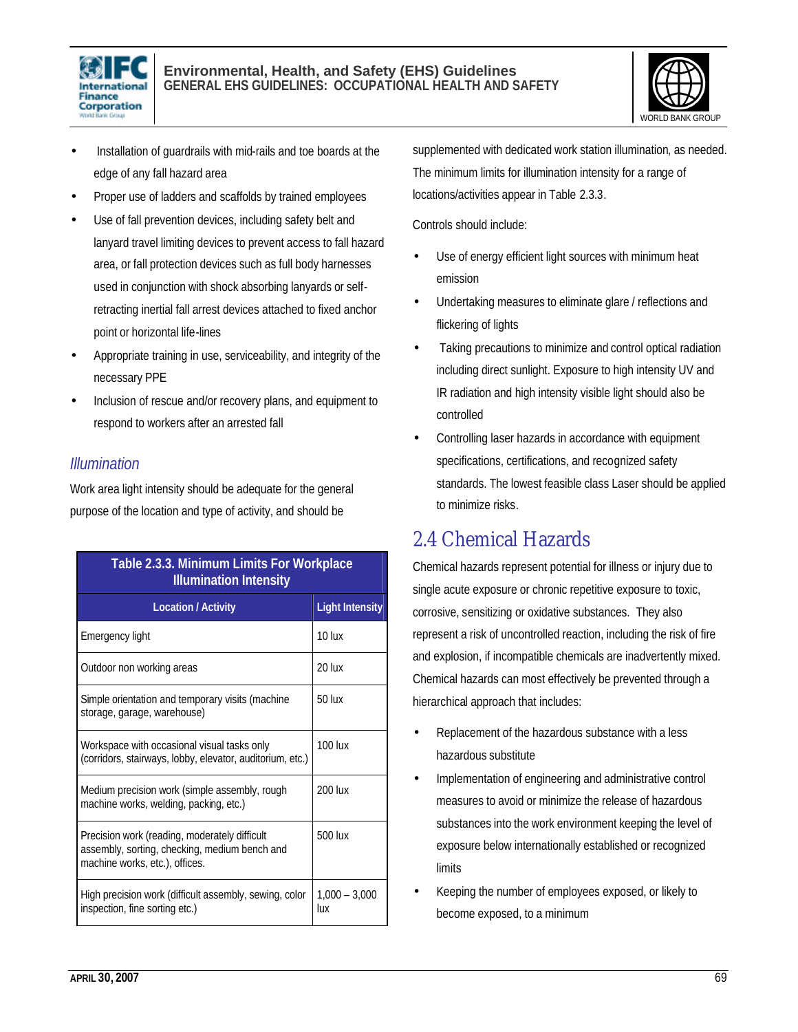- Installation of guardrails with mid-rails and toe boards at the edge of any fall hazard area
- Proper use of ladders and scaffolds by trained employees
- Use of fall prevention devices, including safety belt and lanyard travel limiting devices to prevent access to fall hazard area, or fall protection devices such as full body harnesses used in conjunction with shock absorbing lanyards or self-retracting inertial fall arrest devices attached to fixed anchor point or horizontal life-lines
- Appropriate training in use, serviceability, and integrity of the necessary PPE
- Inclusion of rescue and/or recovery plans, and equipment to respond to workers after an arrested fall

### *Illumination*

Work area light intensity should be adequate for the general purpose of the location and type of activity, and should be supplemented with dedicated work station illumination, as needed. The minimum limits for illumination intensity for a range of locations/activities appear in Table 2.3.3.

**Table 2.3.3. Minimum Limits For Workplace Illumination Intensity**

| Location / Activity | Light Intensity |
|---|---|
| Emergency light | 10 lux |
| Outdoor non working areas | 20 lux |
| Simple orientation and temporary visits (machine storage, garage, warehouse) | 50 lux |
| Workspace with occasional visual tasks only (corridors, stairways, lobby, elevator, auditorium, etc.) | 100 lux |
| Medium precision work (simple assembly, rough machine works, welding, packing, etc.) | 200 lux |
| Precision work (reading, moderately difficult assembly, sorting, checking, medium bench and machine works, etc.), offices. | 500 lux |
| High precision work (difficult assembly, sewing, color inspection, fine sorting etc.) | 1,000 – 3,000 lux |

Controls should include:

- Use of energy efficient light sources with minimum heat emission
- Undertaking measures to eliminate glare / reflections and flickering of lights
- Taking precautions to minimize and control optical radiation including direct sunlight. Exposure to high intensity UV and IR radiation and high intensity visible light should also be controlled
- Controlling laser hazards in accordance with equipment specifications, certifications, and recognized safety standards. The lowest feasible class Laser should be applied to minimize risks.

## 2.4 Chemical Hazards

Chemical hazards represent potential for illness or injury due to single acute exposure or chronic repetitive exposure to toxic, corrosive, sensitizing or oxidative substances. They also represent a risk of uncontrolled reaction, including the risk of fire and explosion, if incompatible chemicals are inadvertently mixed. Chemical hazards can most effectively be prevented through a hierarchical approach that includes:

- Replacement of the hazardous substance with a less hazardous substitute
- Implementation of engineering and administrative control measures to avoid or minimize the release of hazardous substances into the work environment keeping the level of exposure below internationally established or recognized limits
- Keeping the number of employees exposed, or likely to become exposed, to a minimum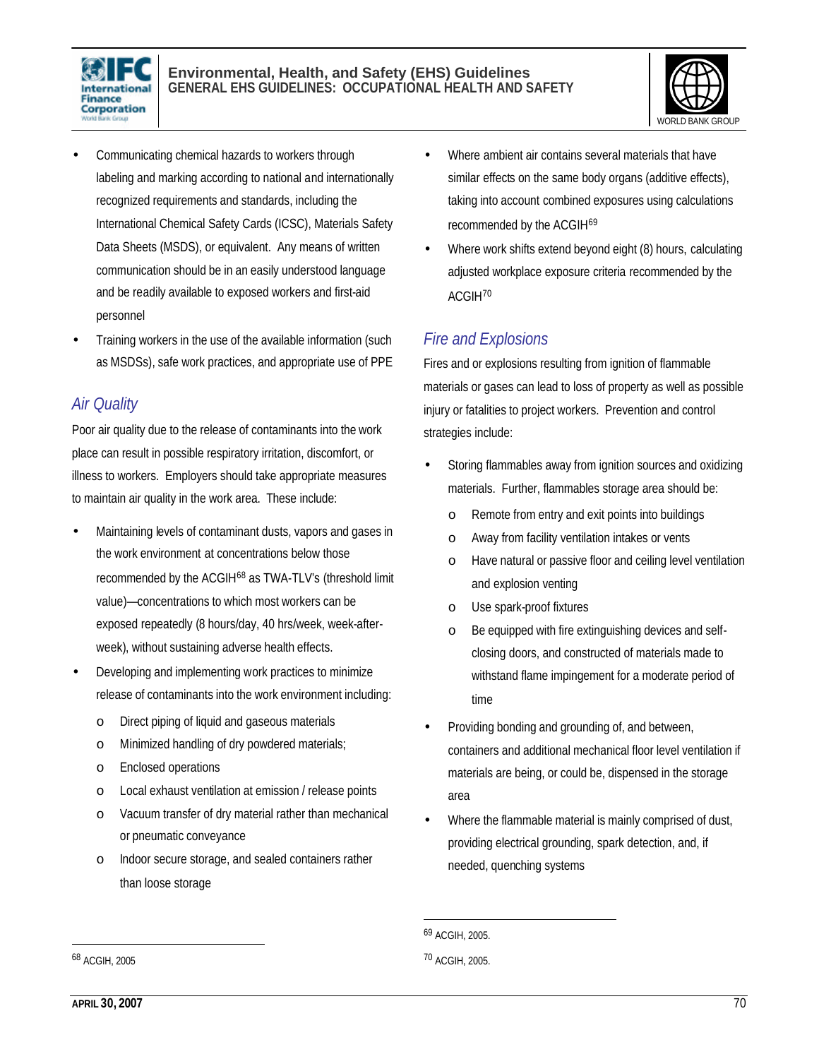- Communicating chemical hazards to workers through labeling and marking according to national and internationally recognized requirements and standards, including the International Chemical Safety Cards (ICSC), Materials Safety Data Sheets (MSDS), or equivalent. Any means of written communication should be in an easily understood language and be readily available to exposed workers and first-aid personnel
- Training workers in the use of the available information (such as MSDSs), safe work practices, and appropriate use of PPE

## *Air Quality*

Poor air quality due to the release of contaminants into the work place can result in possible respiratory irritation, discomfort, or illness to workers. Employers should take appropriate measures to maintain air quality in the work area. These include:

- Maintaining levels of contaminant dusts, vapors and gases in the work environment at concentrations below those recommended by the ACGIH[68] as TWA-TLV's (threshold limit value)—concentrations to which most workers can be exposed repeatedly (8 hours/day, 40 hrs/week, week-after-week), without sustaining adverse health effects.
- Developing and implementing work practices to minimize release of contaminants into the work environment including:
    - Direct piping of liquid and gaseous materials
    - Minimized handling of dry powdered materials;
    - Enclosed operations
    - Local exhaust ventilation at emission / release points
    - Vacuum transfer of dry material rather than mechanical or pneumatic conveyance
    - Indoor secure storage, and sealed containers rather than loose storage
- Where ambient air contains several materials that have similar effects on the same body organs (additive effects), taking into account combined exposures using calculations recommended by the ACGIH[69]
- Where work shifts extend beyond eight (8) hours, calculating adjusted workplace exposure criteria recommended by the ACGIH[70]

## *Fire and Explosions*

Fires and or explosions resulting from ignition of flammable materials or gases can lead to loss of property as well as possible injury or fatalities to project workers. Prevention and control strategies include:

- Storing flammables away from ignition sources and oxidizing materials. Further, flammables storage area should be:
    - Remote from entry and exit points into buildings
    - Away from facility ventilation intakes or vents
    - Have natural or passive floor and ceiling level ventilation and explosion venting
    - Use spark-proof fixtures
    - Be equipped with fire extinguishing devices and self-closing doors, and constructed of materials made to withstand flame impingement for a moderate period of time
- Providing bonding and grounding of, and between, containers and additional mechanical floor level ventilation if materials are being, or could be, dispensed in the storage area
- Where the flammable material is mainly comprised of dust, providing electrical grounding, spark detection, and, if needed, quenching systems

---

[68] ACGIH, 2005

[69] ACGIH, 2005.

[70] ACGIH, 2005.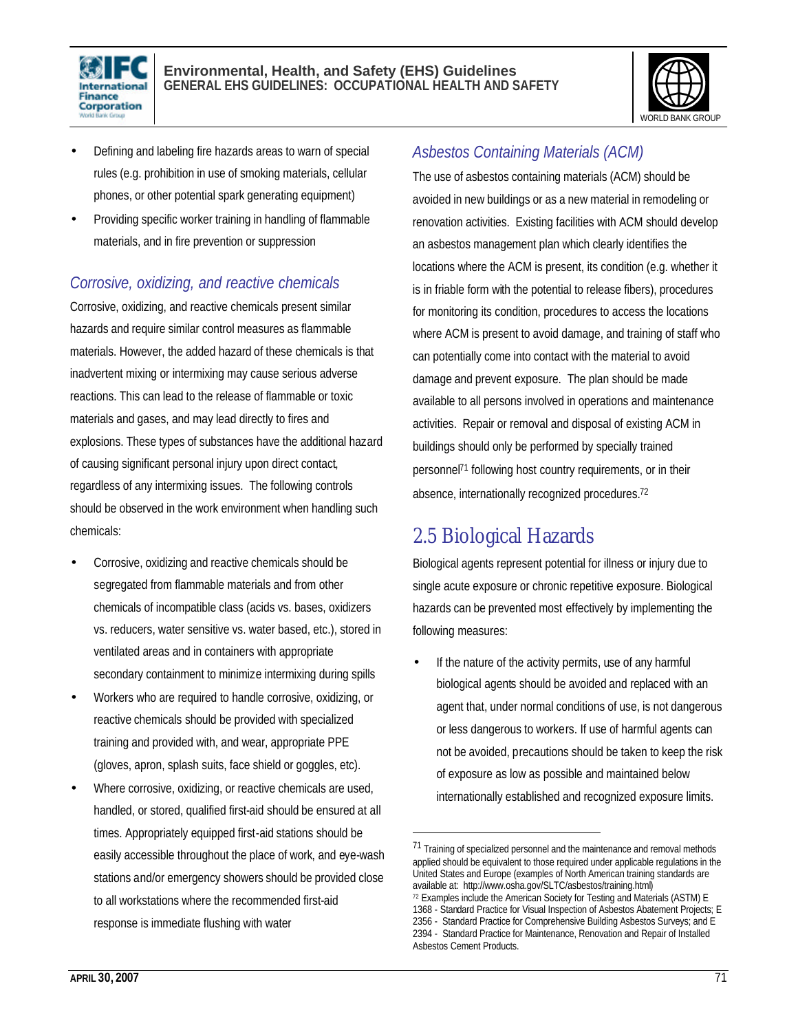- Defining and labeling fire hazards areas to warn of special rules (e.g. prohibition in use of smoking materials, cellular phones, or other potential spark generating equipment)
- Providing specific worker training in handling of flammable materials, and in fire prevention or suppression

### *Corrosive, oxidizing, and reactive chemicals*

Corrosive, oxidizing, and reactive chemicals present similar hazards and require similar control measures as flammable materials. However, the added hazard of these chemicals is that inadvertent mixing or intermixing may cause serious adverse reactions. This can lead to the release of flammable or toxic materials and gases, and may lead directly to fires and explosions. These types of substances have the additional hazard of causing significant personal injury upon direct contact, regardless of any intermixing issues. The following controls should be observed in the work environment when handling such chemicals:

- Corrosive, oxidizing and reactive chemicals should be segregated from flammable materials and from other chemicals of incompatible class (acids vs. bases, oxidizers vs. reducers, water sensitive vs. water based, etc.), stored in ventilated areas and in containers with appropriate secondary containment to minimize intermixing during spills
- Workers who are required to handle corrosive, oxidizing, or reactive chemicals should be provided with specialized training and provided with, and wear, appropriate PPE (gloves, apron, splash suits, face shield or goggles, etc).
- Where corrosive, oxidizing, or reactive chemicals are used, handled, or stored, qualified first-aid should be ensured at all times. Appropriately equipped first-aid stations should be easily accessible throughout the place of work, and eye-wash stations and/or emergency showers should be provided close to all workstations where the recommended first-aid response is immediate flushing with water

### *Asbestos Containing Materials (ACM)*

The use of asbestos containing materials (ACM) should be avoided in new buildings or as a new material in remodeling or renovation activities. Existing facilities with ACM should develop an asbestos management plan which clearly identifies the locations where the ACM is present, its condition (e.g. whether it is in friable form with the potential to release fibers), procedures for monitoring its condition, procedures to access the locations where ACM is present to avoid damage, and training of staff who can potentially come into contact with the material to avoid damage and prevent exposure. The plan should be made available to all persons involved in operations and maintenance activities. Repair or removal and disposal of existing ACM in buildings should only be performed by specially trained personnel[71] following host country requirements, or in their absence, internationally recognized procedures.[72]

## 2.5 Biological Hazards

Biological agents represent potential for illness or injury due to single acute exposure or chronic repetitive exposure. Biological hazards can be prevented most effectively by implementing the following measures:

- If the nature of the activity permits, use of any harmful biological agents should be avoided and replaced with an agent that, under normal conditions of use, is not dangerous or less dangerous to workers. If use of harmful agents can not be avoided, precautions should be taken to keep the risk of exposure as low as possible and maintained below internationally established and recognized exposure limits.

---

[71] Training of specialized personnel and the maintenance and removal methods applied should be equivalent to those required under applicable regulations in the United States and Europe (examples of North American training standards are available at: http://www.osha.gov/SLTC/asbestos/training.html)

[72] Examples include the American Society for Testing and Materials (ASTM) E 1368 - Standard Practice for Visual Inspection of Asbestos Abatement Projects; E 2356 - Standard Practice for Comprehensive Building Asbestos Surveys; and E 2394 - Standard Practice for Maintenance, Renovation and Repair of Installed Asbestos Cement Products.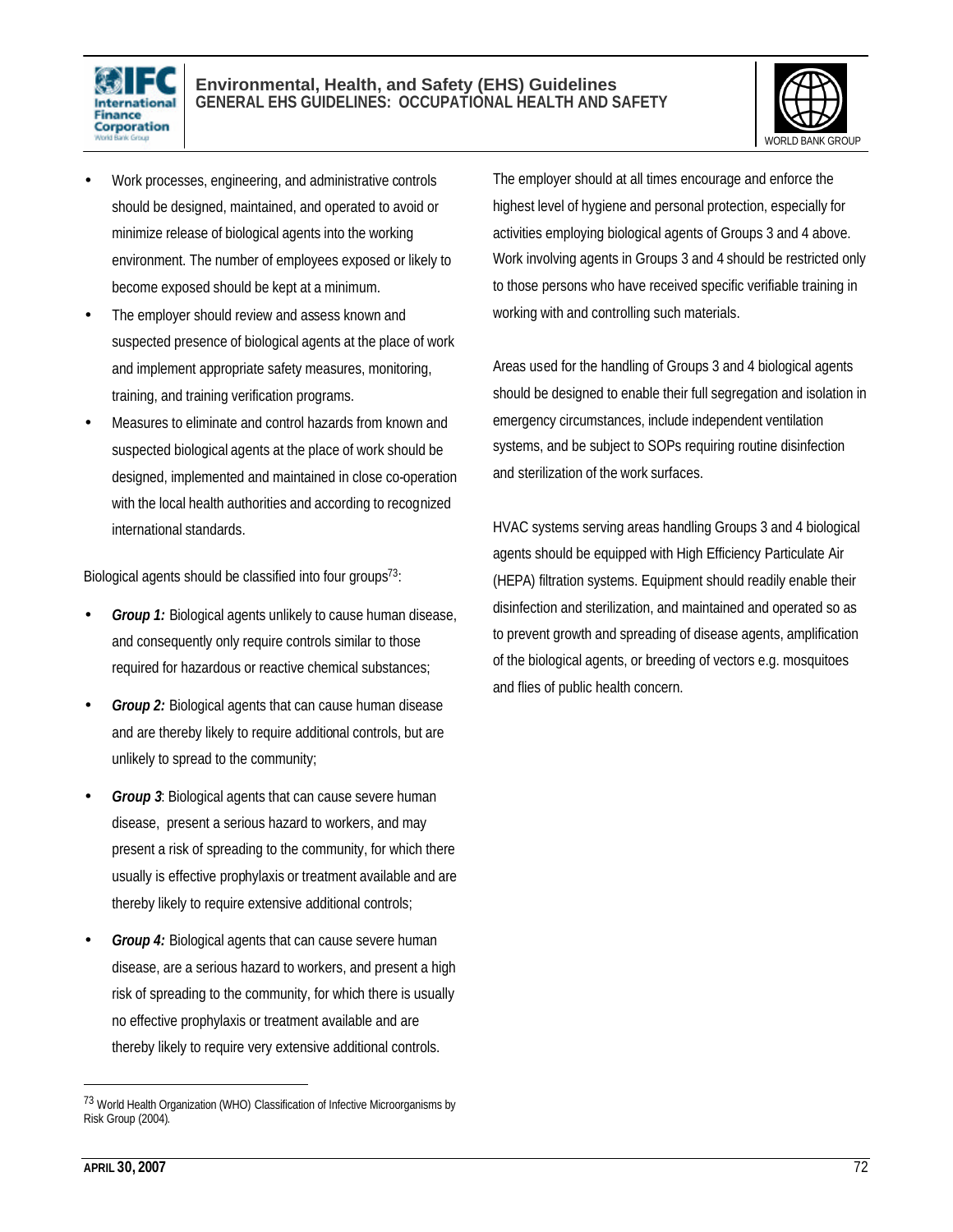- Work processes, engineering, and administrative controls should be designed, maintained, and operated to avoid or minimize release of biological agents into the working environment. The number of employees exposed or likely to become exposed should be kept at a minimum.
- The employer should review and assess known and suspected presence of biological agents at the place of work and implement appropriate safety measures, monitoring, training, and training verification programs.
- Measures to eliminate and control hazards from known and suspected biological agents at the place of work should be designed, implemented and maintained in close co-operation with the local health authorities and according to recognized international standards.

Biological agents should be classified into four groups[73]:

- ***Group 1:*** Biological agents unlikely to cause human disease, and consequently only require controls similar to those required for hazardous or reactive chemical substances;
- ***Group 2:*** Biological agents that can cause human disease and are thereby likely to require additional controls, but are unlikely to spread to the community;
- ***Group 3***: Biological agents that can cause severe human disease, present a serious hazard to workers, and may present a risk of spreading to the community, for which there usually is effective prophylaxis or treatment available and are thereby likely to require extensive additional controls;
- ***Group 4:*** Biological agents that can cause severe human disease, are a serious hazard to workers, and present a high risk of spreading to the community, for which there is usually no effective prophylaxis or treatment available and are thereby likely to require very extensive additional controls.

The employer should at all times encourage and enforce the highest level of hygiene and personal protection, especially for activities employing biological agents of Groups 3 and 4 above. Work involving agents in Groups 3 and 4 should be restricted only to those persons who have received specific verifiable training in working with and controlling such materials.

Areas used for the handling of Groups 3 and 4 biological agents should be designed to enable their full segregation and isolation in emergency circumstances, include independent ventilation systems, and be subject to SOPs requiring routine disinfection and sterilization of the work surfaces.

HVAC systems serving areas handling Groups 3 and 4 biological agents should be equipped with High Efficiency Particulate Air (HEPA) filtration systems. Equipment should readily enable their disinfection and sterilization, and maintained and operated so as to prevent growth and spreading of disease agents, amplification of the biological agents, or breeding of vectors e.g. mosquitoes and flies of public health concern.

---

[73] World Health Organization (WHO) Classification of Infective Microorganisms by Risk Group (2004).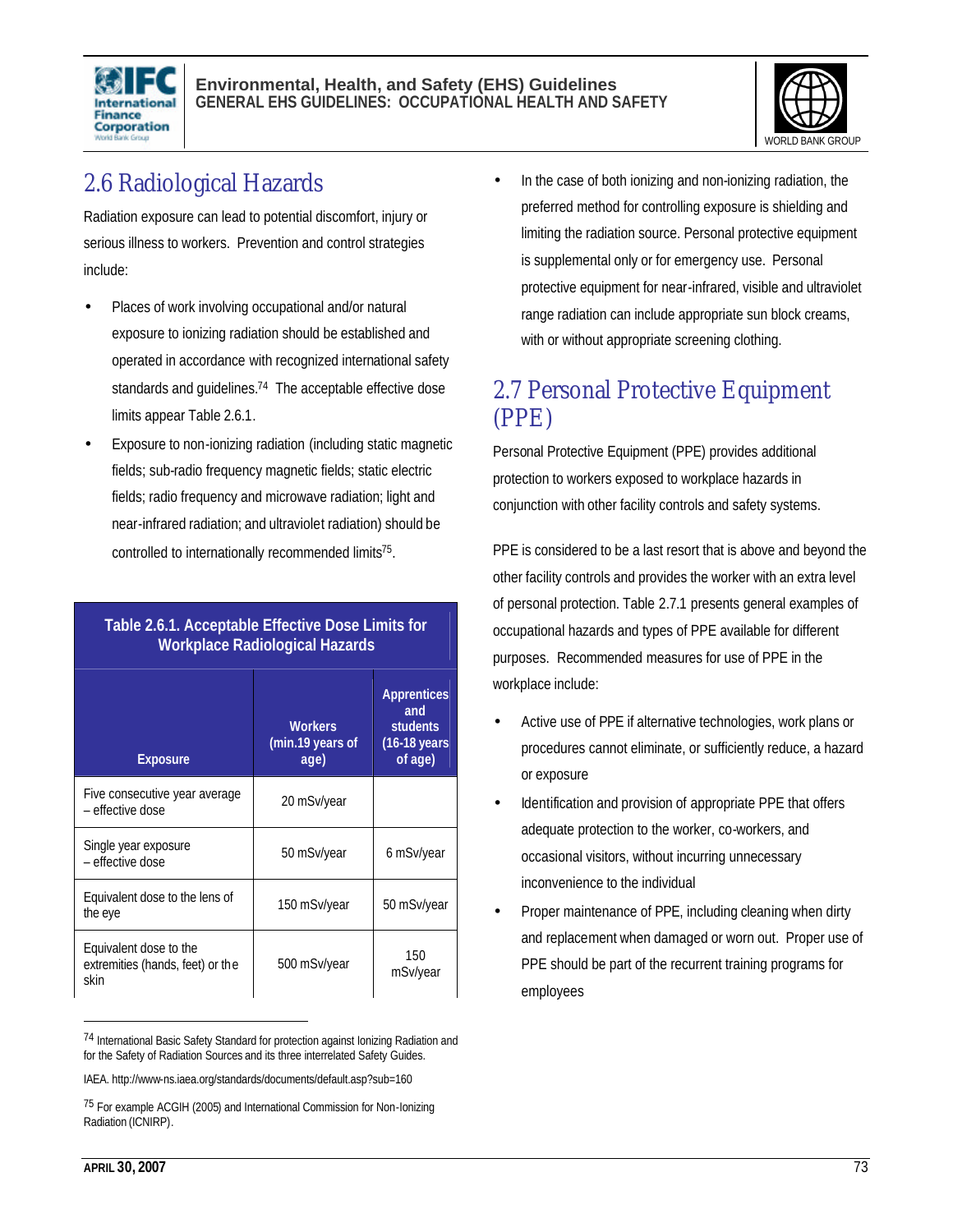## 2.6 Radiological Hazards

Radiation exposure can lead to potential discomfort, injury or serious illness to workers. Prevention and control strategies include:

- Places of work involving occupational and/or natural exposure to ionizing radiation should be established and operated in accordance with recognized international safety standards and guidelines.[74] The acceptable effective dose limits appear Table 2.6.1.
- Exposure to non-ionizing radiation (including static magnetic fields; sub-radio frequency magnetic fields; static electric fields; radio frequency and microwave radiation; light and near-infrared radiation; and ultraviolet radiation) should be controlled to internationally recommended limits[75].

**Table 2.6.1. Acceptable Effective Dose Limits for Workplace Radiological Hazards**

| Exposure | Workers (min.19 years of age) | Apprentices and students (16-18 years of age) |
|---|---|---|
| Five consecutive year average – effective dose | 20 mSv/year | |
| Single year exposure – effective dose | 50 mSv/year | 6 mSv/year |
| Equivalent dose to the lens of the eye | 150 mSv/year | 50 mSv/year |
| Equivalent dose to the extremities (hands, feet) or the skin | 500 mSv/year | 150 mSv/year |

- In the case of both ionizing and non-ionizing radiation, the preferred method for controlling exposure is shielding and limiting the radiation source. Personal protective equipment is supplemental only or for emergency use. Personal protective equipment for near-infrared, visible and ultraviolet range radiation can include appropriate sun block creams, with or without appropriate screening clothing.

## 2.7 Personal Protective Equipment (PPE)

Personal Protective Equipment (PPE) provides additional protection to workers exposed to workplace hazards in conjunction with other facility controls and safety systems.

PPE is considered to be a last resort that is above and beyond the other facility controls and provides the worker with an extra level of personal protection. Table 2.7.1 presents general examples of occupational hazards and types of PPE available for different purposes. Recommended measures for use of PPE in the workplace include:

- Active use of PPE if alternative technologies, work plans or procedures cannot eliminate, or sufficiently reduce, a hazard or exposure
- Identification and provision of appropriate PPE that offers adequate protection to the worker, co-workers, and occasional visitors, without incurring unnecessary inconvenience to the individual
- Proper maintenance of PPE, including cleaning when dirty and replacement when damaged or worn out. Proper use of PPE should be part of the recurrent training programs for employees

---

[74] International Basic Safety Standard for protection against Ionizing Radiation and for the Safety of Radiation Sources and its three interrelated Safety Guides.

IAEA. http://www-ns.iaea.org/standards/documents/default.asp?sub=160

[75] For example ACGIH (2005) and International Commission for Non-Ionizing Radiation (ICNIRP).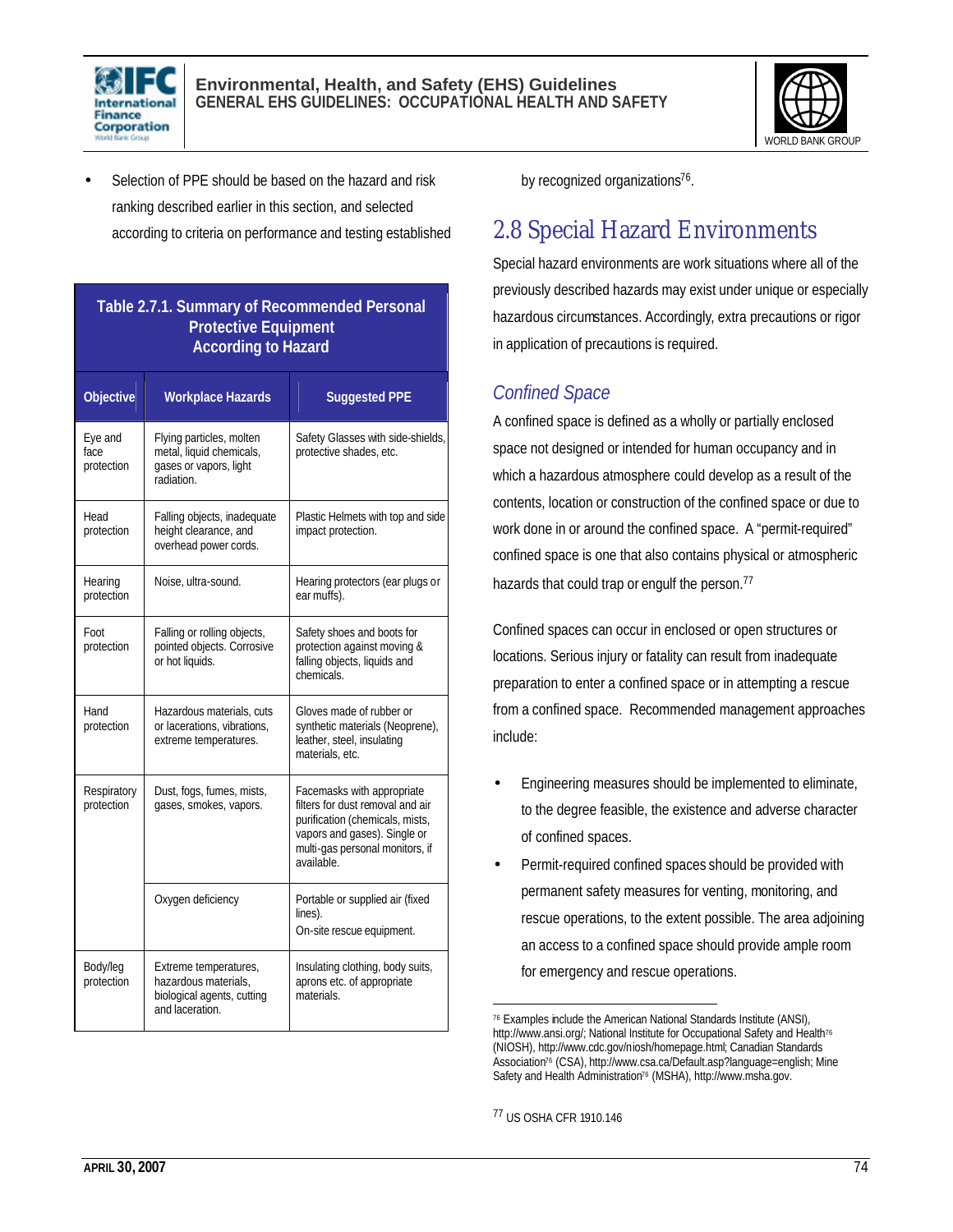- Selection of PPE should be based on the hazard and risk ranking described earlier in this section, and selected according to criteria on performance and testing established by recognized organizations[76].

| Table 2.7.1. Summary of Recommended Personal Protective Equipment According to Hazard | | |
|---|---|---|
| **Objective** | **Workplace Hazards** | **Suggested PPE** |
| Eye and face protection | Flying particles, molten metal, liquid chemicals, gases or vapors, light radiation. | Safety Glasses with side-shields, protective shades, etc. |
| Head protection | Falling objects, inadequate height clearance, and overhead power cords. | Plastic Helmets with top and side impact protection. |
| Hearing protection | Noise, ultra-sound. | Hearing protectors (ear plugs or ear muffs). |
| Foot protection | Falling or rolling objects, pointed objects. Corrosive or hot liquids. | Safety shoes and boots for protection against moving & falling objects, liquids and chemicals. |
| Hand protection | Hazardous materials, cuts or lacerations, vibrations, extreme temperatures. | Gloves made of rubber or synthetic materials (Neoprene), leather, steel, insulating materials, etc. |
| Respiratory protection | Dust, fogs, fumes, mists, gases, smokes, vapors. | Facemasks with appropriate filters for dust removal and air purification (chemicals, mists, vapors and gases). Single or multi-gas personal monitors, if available. |
| | Oxygen deficiency | Portable or supplied air (fixed lines). On-site rescue equipment. |
| Body/leg protection | Extreme temperatures, hazardous materials, biological agents, cutting and laceration. | Insulating clothing, body suits, aprons etc. of appropriate materials. |

## 2.8 Special Hazard Environments

Special hazard environments are work situations where all of the previously described hazards may exist under unique or especially hazardous circumstances. Accordingly, extra precautions or rigor in application of precautions is required.

### *Confined Space*

A confined space is defined as a wholly or partially enclosed space not designed or intended for human occupancy and in which a hazardous atmosphere could develop as a result of the contents, location or construction of the confined space or due to work done in or around the confined space. A "permit-required" confined space is one that also contains physical or atmospheric hazards that could trap or engulf the person.[77]

Confined spaces can occur in enclosed or open structures or locations. Serious injury or fatality can result from inadequate preparation to enter a confined space or in attempting a rescue from a confined space. Recommended management approaches include:

- Engineering measures should be implemented to eliminate, to the degree feasible, the existence and adverse character of confined spaces.
- Permit-required confined spaces should be provided with permanent safety measures for venting, monitoring, and rescue operations, to the extent possible. The area adjoining an access to a confined space should provide ample room for emergency and rescue operations.

---

[76] Examples include the American National Standards Institute (ANSI), http://www.ansi.org/; National Institute for Occupational Safety and Health[76] (NIOSH), http://www.cdc.gov/niosh/homepage.html; Canadian Standards Association[76] (CSA), http://www.csa.ca/Default.asp?language=english; Mine Safety and Health Administration[76] (MSHA), http://www.msha.gov.

[77] US OSHA CFR 1910.146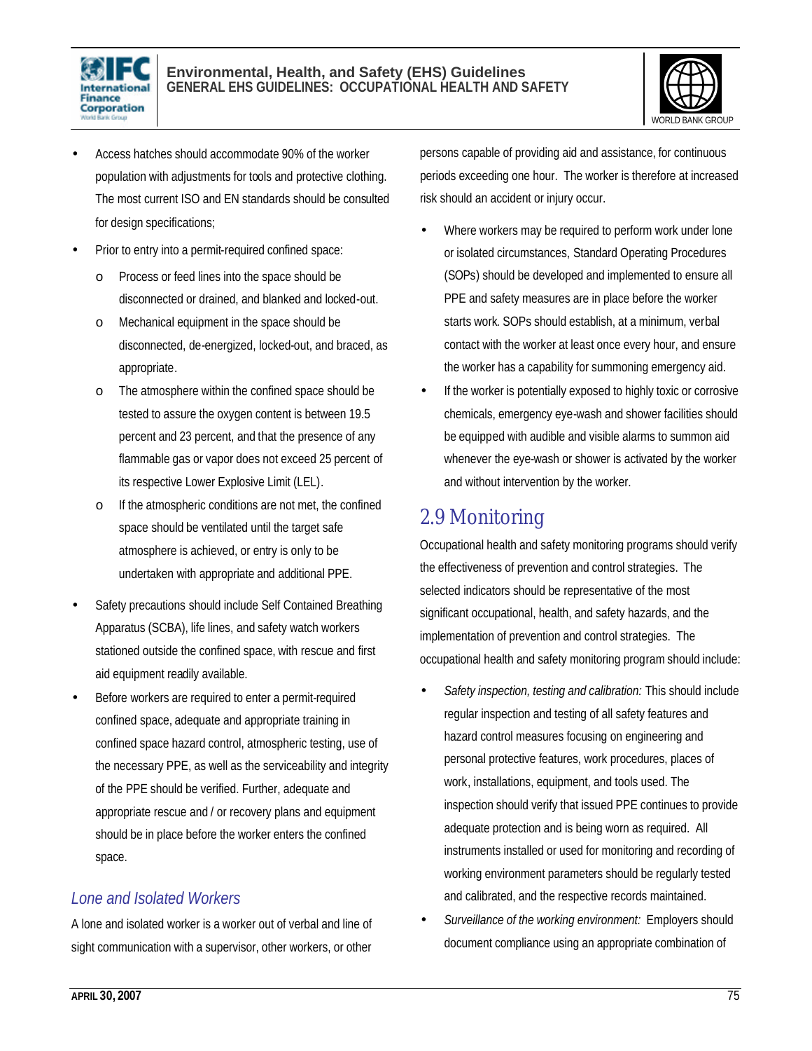- Access hatches should accommodate 90% of the worker population with adjustments for tools and protective clothing. The most current ISO and EN standards should be consulted for design specifications;
- Prior to entry into a permit-required confined space:
  - Process or feed lines into the space should be disconnected or drained, and blanked and locked-out.
  - Mechanical equipment in the space should be disconnected, de-energized, locked-out, and braced, as appropriate.
  - The atmosphere within the confined space should be tested to assure the oxygen content is between 19.5 percent and 23 percent, and that the presence of any flammable gas or vapor does not exceed 25 percent of its respective Lower Explosive Limit (LEL).
  - If the atmospheric conditions are not met, the confined space should be ventilated until the target safe atmosphere is achieved, or entry is only to be undertaken with appropriate and additional PPE.
- Safety precautions should include Self Contained Breathing Apparatus (SCBA), life lines, and safety watch workers stationed outside the confined space, with rescue and first aid equipment readily available.
- Before workers are required to enter a permit-required confined space, adequate and appropriate training in confined space hazard control, atmospheric testing, use of the necessary PPE, as well as the serviceability and integrity of the PPE should be verified. Further, adequate and appropriate rescue and / or recovery plans and equipment should be in place before the worker enters the confined space.

### *Lone and Isolated Workers*

A lone and isolated worker is a worker out of verbal and line of sight communication with a supervisor, other workers, or other persons capable of providing aid and assistance, for continuous periods exceeding one hour. The worker is therefore at increased risk should an accident or injury occur.

- Where workers may be required to perform work under lone or isolated circumstances, Standard Operating Procedures (SOPs) should be developed and implemented to ensure all PPE and safety measures are in place before the worker starts work. SOPs should establish, at a minimum, verbal contact with the worker at least once every hour, and ensure the worker has a capability for summoning emergency aid.
- If the worker is potentially exposed to highly toxic or corrosive chemicals, emergency eye-wash and shower facilities should be equipped with audible and visible alarms to summon aid whenever the eye-wash or shower is activated by the worker and without intervention by the worker.

## 2.9 Monitoring

Occupational health and safety monitoring programs should verify the effectiveness of prevention and control strategies. The selected indicators should be representative of the most significant occupational, health, and safety hazards, and the implementation of prevention and control strategies. The occupational health and safety monitoring program should include:

- *Safety inspection, testing and calibration:* This should include regular inspection and testing of all safety features and hazard control measures focusing on engineering and personal protective features, work procedures, places of work, installations, equipment, and tools used. The inspection should verify that issued PPE continues to provide adequate protection and is being worn as required. All instruments installed or used for monitoring and recording of working environment parameters should be regularly tested and calibrated, and the respective records maintained.
- *Surveillance of the working environment:* Employers should document compliance using an appropriate combination of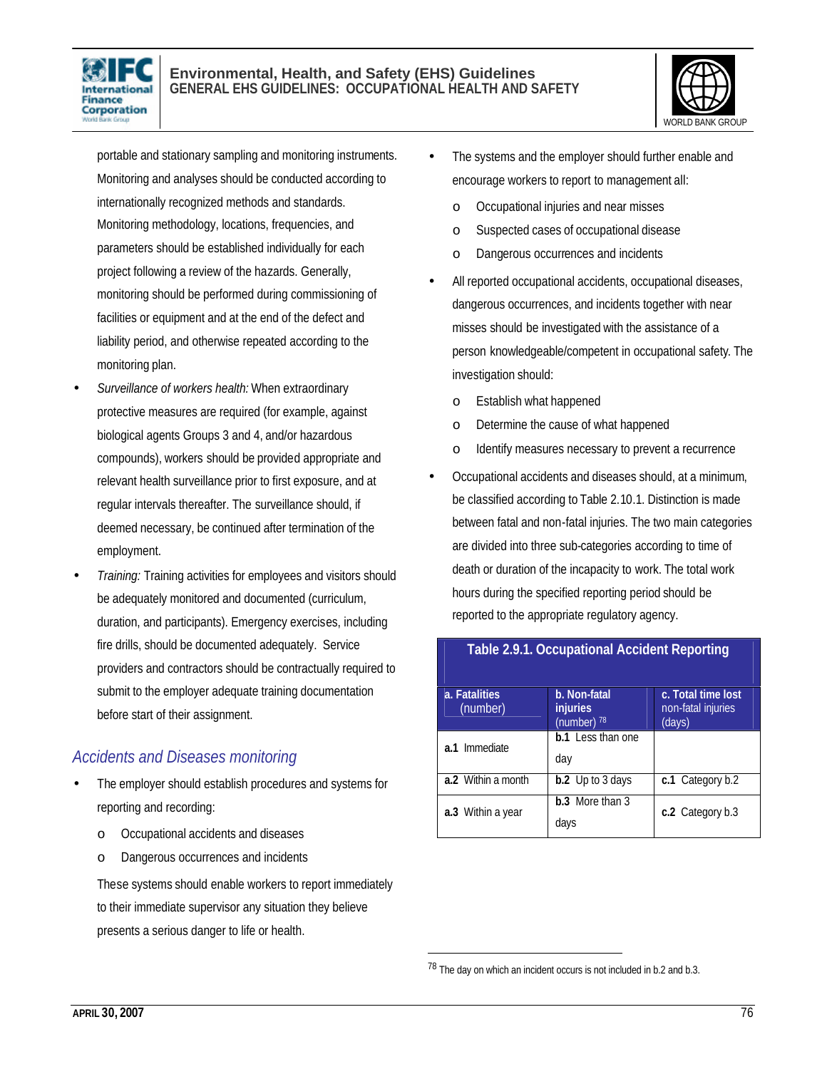portable and stationary sampling and monitoring instruments. Monitoring and analyses should be conducted according to internationally recognized methods and standards. Monitoring methodology, locations, frequencies, and parameters should be established individually for each project following a review of the hazards. Generally, monitoring should be performed during commissioning of facilities or equipment and at the end of the defect and liability period, and otherwise repeated according to the monitoring plan.

- *Surveillance of workers health:* When extraordinary protective measures are required (for example, against biological agents Groups 3 and 4, and/or hazardous compounds), workers should be provided appropriate and relevant health surveillance prior to first exposure, and at regular intervals thereafter. The surveillance should, if deemed necessary, be continued after termination of the employment.
- *Training:* Training activities for employees and visitors should be adequately monitored and documented (curriculum, duration, and participants). Emergency exercises, including fire drills, should be documented adequately. Service providers and contractors should be contractually required to submit to the employer adequate training documentation before start of their assignment.

### Accidents and Diseases monitoring

- The employer should establish procedures and systems for reporting and recording:
  - Occupational accidents and diseases
  - Dangerous occurrences and incidents

  These systems should enable workers to report immediately to their immediate supervisor any situation they believe presents a serious danger to life or health.
- The systems and the employer should further enable and encourage workers to report to management all:
  - Occupational injuries and near misses
  - Suspected cases of occupational disease
  - Dangerous occurrences and incidents
- All reported occupational accidents, occupational diseases, dangerous occurrences, and incidents together with near misses should be investigated with the assistance of a person knowledgeable/competent in occupational safety. The investigation should:
  - Establish what happened
  - Determine the cause of what happened
  - Identify measures necessary to prevent a recurrence
- Occupational accidents and diseases should, at a minimum, be classified according to Table 2.10.1. Distinction is made between fatal and non-fatal injuries. The two main categories are divided into three sub-categories according to time of death or duration of the incapacity to work. The total work hours during the specified reporting period should be reported to the appropriate regulatory agency.

**Table 2.9.1. Occupational Accident Reporting**

| **a. Fatalities** (number) | **b. Non-fatal injuries** (number) [78] | **c. Total time lost** non-fatal injuries (days) |
|---|---|---|
| **a.1** Immediate | **b.1** Less than one day | |
| **a.2** Within a month | **b.2** Up to 3 days | **c.1** Category b.2 |
| **a.3** Within a year | **b.3** More than 3 days | **c.2** Category b.3 |

[78] The day on which an incident occurs is not included in b.2 and b.3.